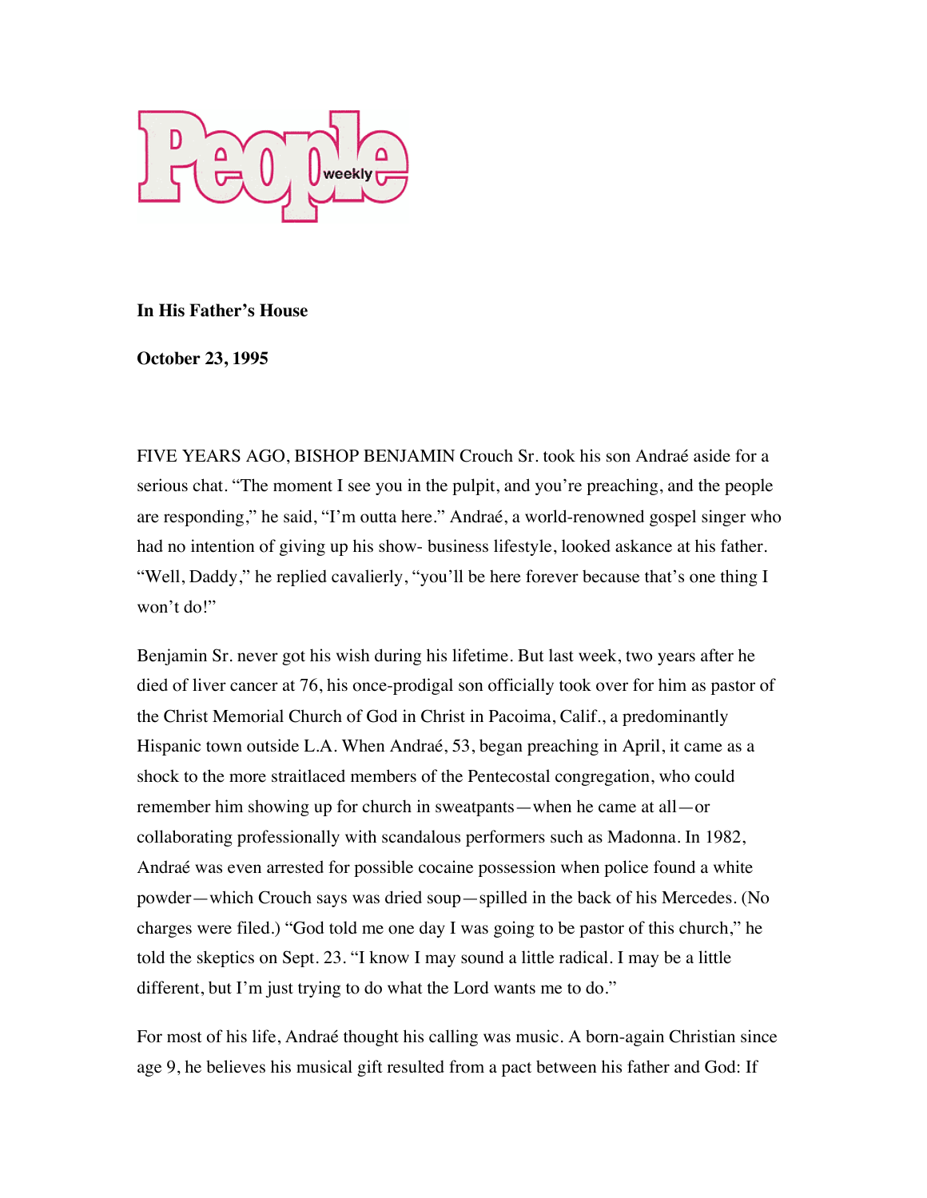**In His Father's House**

**October 23, 1995**

FIVE YEARS AGO, BISHOP BENJAMIN Crouch Sr. took his son Andraé aside for a serious chat. "The moment I see you in the pulpit, and you're preaching, and the people are responding," he said, "I'm outta here." Andraé, a world-renowned gospel singer who had no intention of giving up his show- business lifestyle, looked askance at his father. "Well, Daddy," he replied cavalierly, "you'll be here forever because that's one thing I won't do!"

Benjamin Sr. never got his wish during his lifetime. But last week, two years after he died of liver cancer at 76, his once-prodigal son officially took over for him as pastor of the Christ Memorial Church of God in Christ in Pacoima, Calif., a predominantly Hispanic town outside L.A. When Andraé, 53, began preaching in April, it came as a shock to the more straitlaced members of the Pentecostal congregation, who could remember him showing up for church in sweatpants—when he came at all—or collaborating professionally with scandalous performers such as Madonna. In 1982, Andraé was even arrested for possible cocaine possession when police found a white powder—which Crouch says was dried soup—spilled in the back of his Mercedes. (No charges were filed.) "God told me one day I was going to be pastor of this church," he told the skeptics on Sept. 23. "I know I may sound a little radical. I may be a little different, but I'm just trying to do what the Lord wants me to do."

For most of his life, Andraé thought his calling was music. A born-again Christian since age 9, he believes his musical gift resulted from a pact between his father and God: If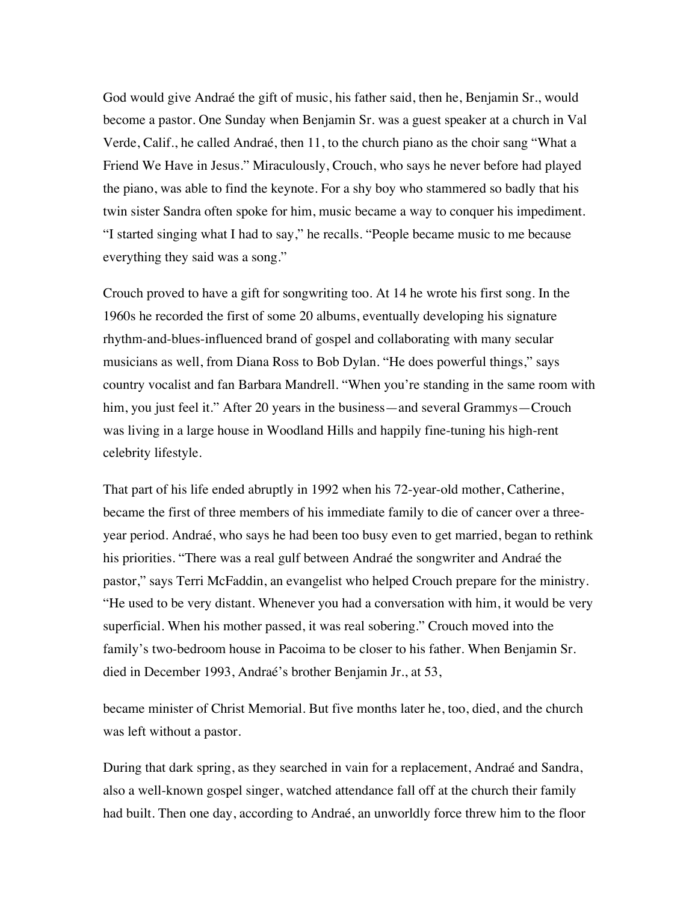God would give Andraé the gift of music, his father said, then he, Benjamin Sr., would become a pastor. One Sunday when Benjamin Sr. was a guest speaker at a church in Val Verde, Calif., he called Andraé, then 11, to the church piano as the choir sang "What a Friend We Have in Jesus." Miraculously, Crouch, who says he never before had played the piano, was able to find the keynote. For a shy boy who stammered so badly that his twin sister Sandra often spoke for him, music became a way to conquer his impediment. "I started singing what I had to say," he recalls. "People became music to me because everything they said was a song."

Crouch proved to have a gift for songwriting too. At 14 he wrote his first song. In the 1960s he recorded the first of some 20 albums, eventually developing his signature rhythm-and-blues-influenced brand of gospel and collaborating with many secular musicians as well, from Diana Ross to Bob Dylan. "He does powerful things," says country vocalist and fan Barbara Mandrell. "When you're standing in the same room with him, you just feel it." After 20 years in the business—and several Grammys—Crouch was living in a large house in Woodland Hills and happily fine-tuning his high-rent celebrity lifestyle.

That part of his life ended abruptly in 1992 when his 72-year-old mother, Catherine, became the first of three members of his immediate family to die of cancer over a three-year period. Andraé, who says he had been too busy even to get married, began to rethink his priorities. "There was a real gulf between Andraé the songwriter and Andraé the pastor," says Terri McFaddin, an evangelist who helped Crouch prepare for the ministry. "He used to be very distant. Whenever you had a conversation with him, it would be very superficial. When his mother passed, it was real sobering." Crouch moved into the family's two-bedroom house in Pacoima to be closer to his father. When Benjamin Sr. died in December 1993, Andraé's brother Benjamin Jr., at 53, became minister of Christ Memorial. But five months later he, too, died, and the church was left without a pastor.

During that dark spring, as they searched in vain for a replacement, Andraé and Sandra, also a well-known gospel singer, watched attendance fall off at the church their family had built. Then one day, according to Andraé, an unworldly force threw him to the floor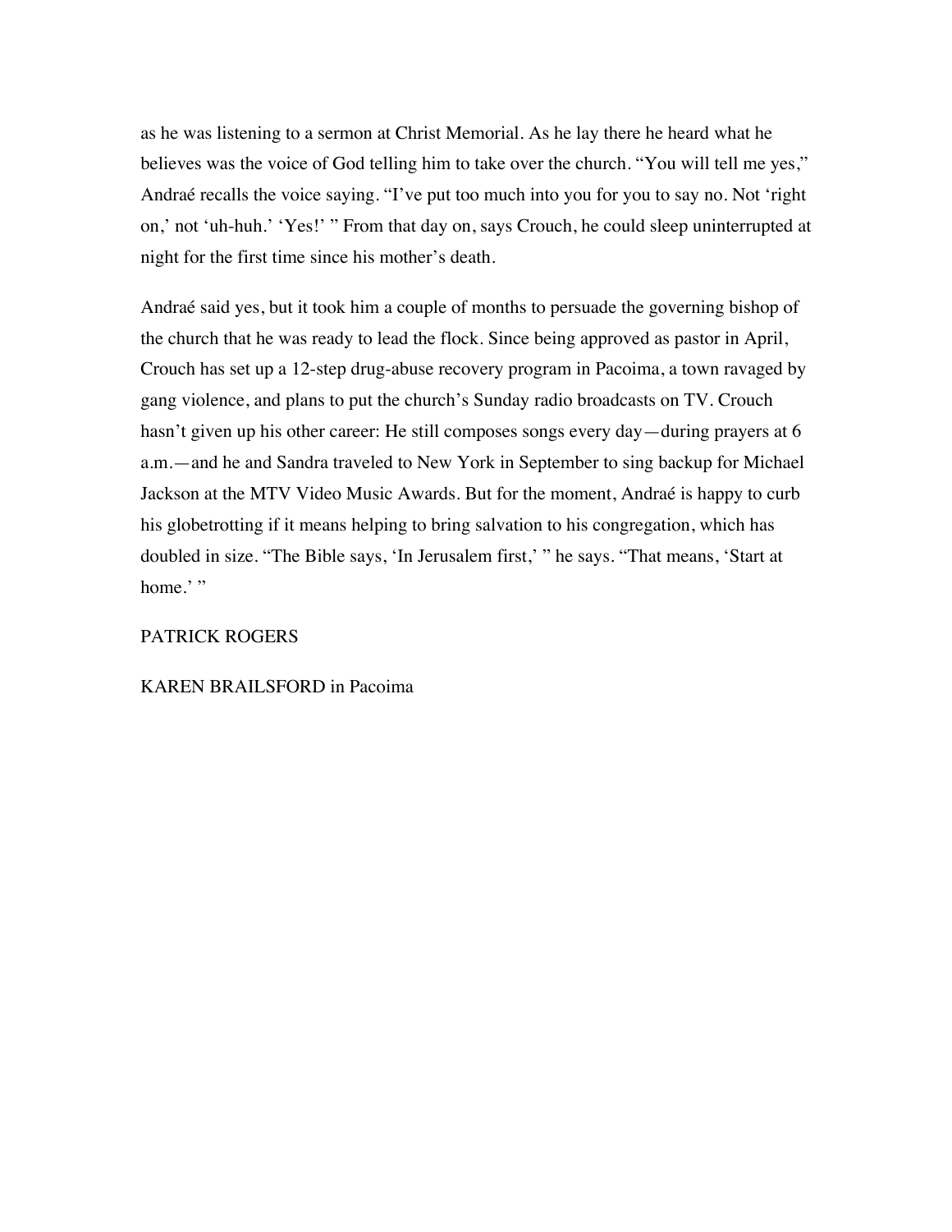as he was listening to a sermon at Christ Memorial. As he lay there he heard what he believes was the voice of God telling him to take over the church. “You will tell me yes,” Andraé recalls the voice saying. “I’ve put too much into you for you to say no. Not ‘right on,’ not ‘uh-huh.’ ‘Yes!’ ” From that day on, says Crouch, he could sleep uninterrupted at night for the first time since his mother’s death.

Andraé said yes, but it took him a couple of months to persuade the governing bishop of the church that he was ready to lead the flock. Since being approved as pastor in April, Crouch has set up a 12-step drug-abuse recovery program in Pacoima, a town ravaged by gang violence, and plans to put the church’s Sunday radio broadcasts on TV. Crouch hasn’t given up his other career: He still composes songs every day—during prayers at 6 a.m.—and he and Sandra traveled to New York in September to sing backup for Michael Jackson at the MTV Video Music Awards. But for the moment, Andraé is happy to curb his globetrotting if it means helping to bring salvation to his congregation, which has doubled in size. “The Bible says, ‘In Jerusalem first,’ ” he says. “That means, ‘Start at home.’ ”

PATRICK ROGERS

KAREN BRAILSFORD in Pacoima